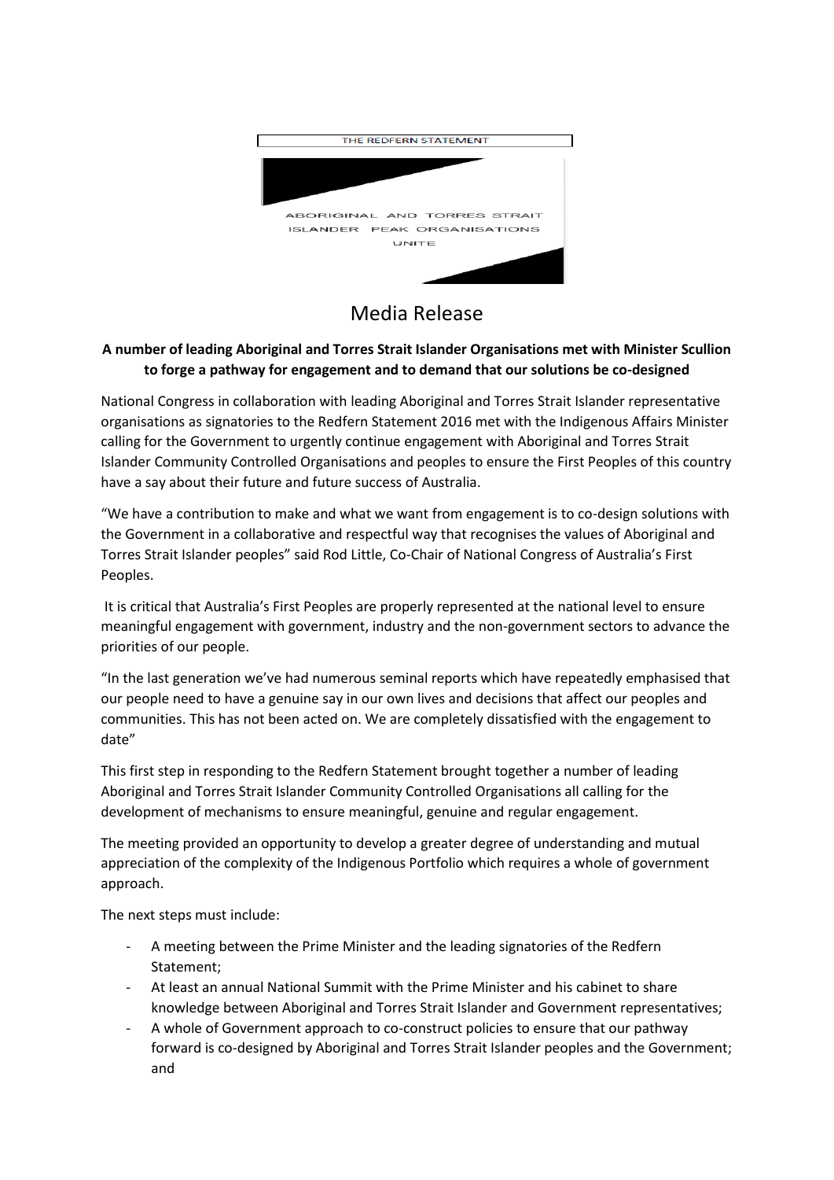THE REDFERN STATEMENT

ABORIGINAL AND TORRES STRAIT ISLANDER PEAK ORGANISATIONS UNITE

# Media Release

**A number of leading Aboriginal and Torres Strait Islander Organisations met with Minister Scullion to forge a pathway for engagement and to demand that our solutions be co-designed**

National Congress in collaboration with leading Aboriginal and Torres Strait Islander representative organisations as signatories to the Redfern Statement 2016 met with the Indigenous Affairs Minister calling for the Government to urgently continue engagement with Aboriginal and Torres Strait Islander Community Controlled Organisations and peoples to ensure the First Peoples of this country have a say about their future and future success of Australia.

"We have a contribution to make and what we want from engagement is to co-design solutions with the Government in a collaborative and respectful way that recognises the values of Aboriginal and Torres Strait Islander peoples" said Rod Little, Co-Chair of National Congress of Australia's First Peoples.

It is critical that Australia's First Peoples are properly represented at the national level to ensure meaningful engagement with government, industry and the non-government sectors to advance the priorities of our people.

"In the last generation we've had numerous seminal reports which have repeatedly emphasised that our people need to have a genuine say in our own lives and decisions that affect our peoples and communities. This has not been acted on. We are completely dissatisfied with the engagement to date"

This first step in responding to the Redfern Statement brought together a number of leading Aboriginal and Torres Strait Islander Community Controlled Organisations all calling for the development of mechanisms to ensure meaningful, genuine and regular engagement.

The meeting provided an opportunity to develop a greater degree of understanding and mutual appreciation of the complexity of the Indigenous Portfolio which requires a whole of government approach.

The next steps must include:

- A meeting between the Prime Minister and the leading signatories of the Redfern Statement;
- At least an annual National Summit with the Prime Minister and his cabinet to share knowledge between Aboriginal and Torres Strait Islander and Government representatives;
- A whole of Government approach to co-construct policies to ensure that our pathway forward is co-designed by Aboriginal and Torres Strait Islander peoples and the Government; and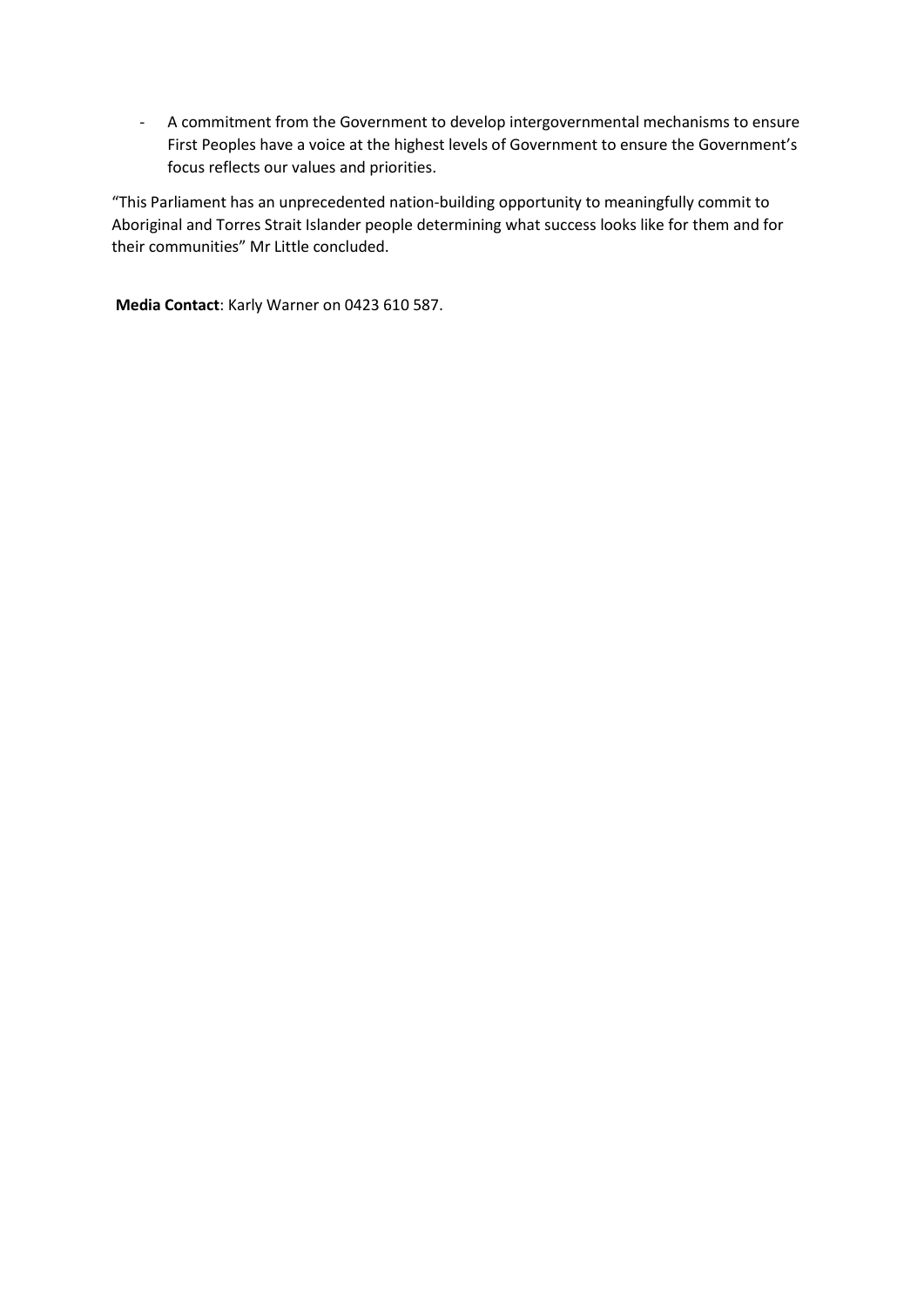- A commitment from the Government to develop intergovernmental mechanisms to ensure First Peoples have a voice at the highest levels of Government to ensure the Government's focus reflects our values and priorities.

"This Parliament has an unprecedented nation-building opportunity to meaningfully commit to Aboriginal and Torres Strait Islander people determining what success looks like for them and for their communities" Mr Little concluded.

**Media Contact**: Karly Warner on 0423 610 587.